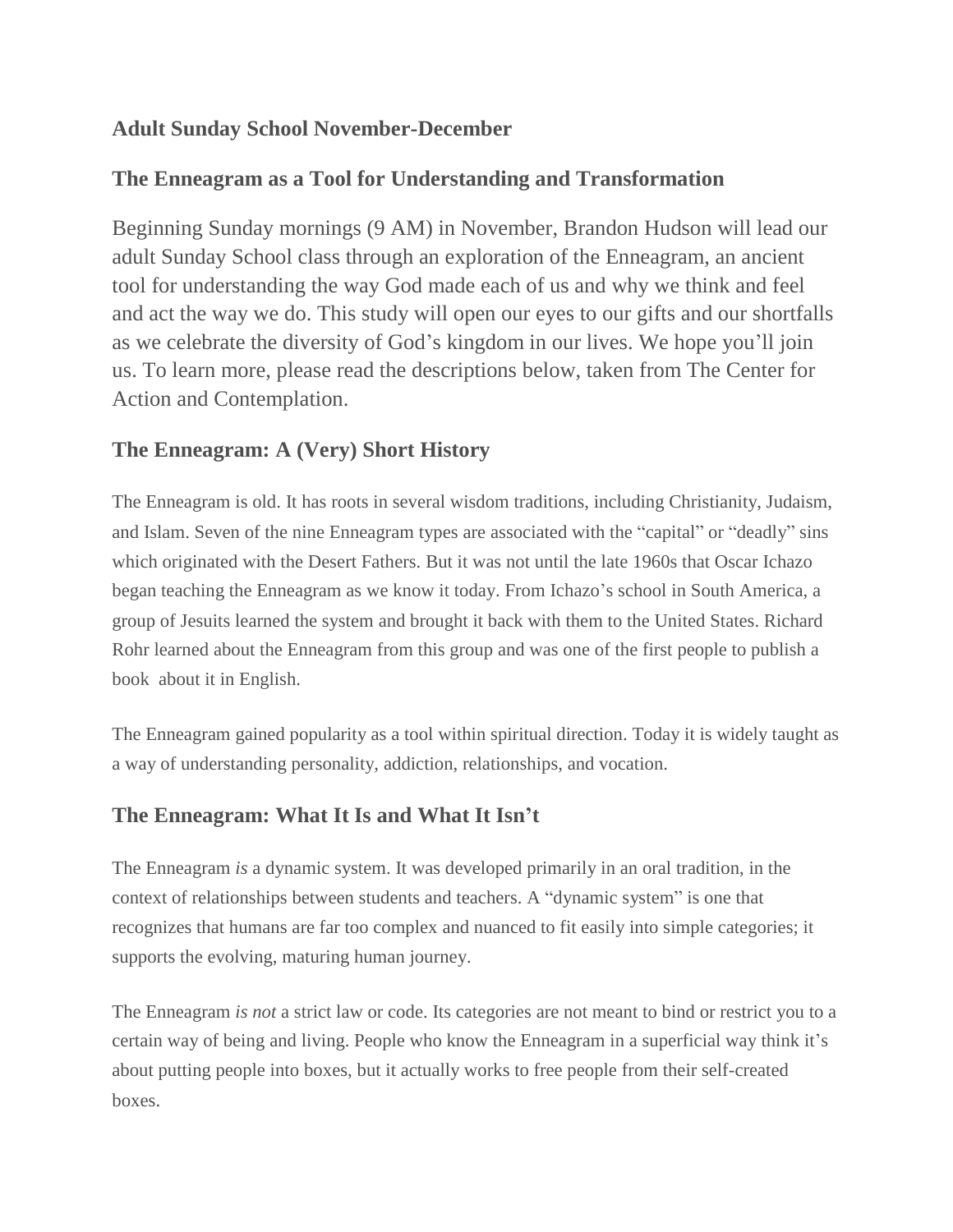## Adult Sunday School November-December

## The Enneagram as a Tool for Understanding and Transformation

Beginning Sunday mornings (9 AM) in November, Brandon Hudson will lead our adult Sunday School class through an exploration of the Enneagram, an ancient tool for understanding the way God made each of us and why we think and feel and act the way we do. This study will open our eyes to our gifts and our shortfalls as we celebrate the diversity of God's kingdom in our lives. We hope you'll join us. To learn more, please read the descriptions below, taken from The Center for Action and Contemplation.

## The Enneagram: A (Very) Short History

The Enneagram is old. It has roots in several wisdom traditions, including Christianity, Judaism, and Islam. Seven of the nine Enneagram types are associated with the "capital" or "deadly" sins which originated with the Desert Fathers. But it was not until the late 1960s that Oscar Ichazo began teaching the Enneagram as we know it today. From Ichazo's school in South America, a group of Jesuits learned the system and brought it back with them to the United States. Richard Rohr learned about the Enneagram from this group and was one of the first people to publish a book about it in English.

The Enneagram gained popularity as a tool within spiritual direction. Today it is widely taught as a way of understanding personality, addiction, relationships, and vocation.

## The Enneagram: What It Is and What It Isn't

The Enneagram *is* a dynamic system. It was developed primarily in an oral tradition, in the context of relationships between students and teachers. A "dynamic system" is one that recognizes that humans are far too complex and nuanced to fit easily into simple categories; it supports the evolving, maturing human journey.

The Enneagram *is not* a strict law or code. Its categories are not meant to bind or restrict you to a certain way of being and living. People who know the Enneagram in a superficial way think it's about putting people into boxes, but it actually works to free people from their self-created boxes.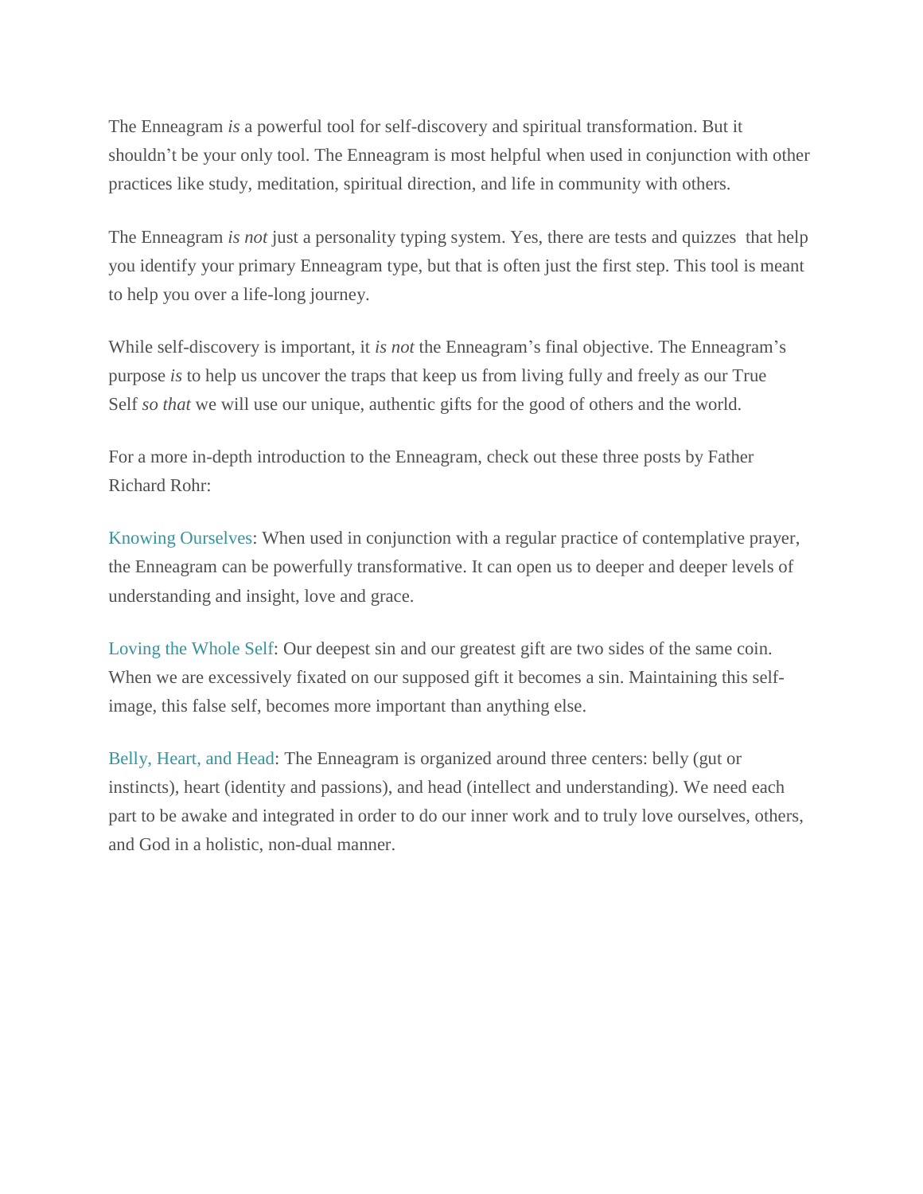The Enneagram *is* a powerful tool for self-discovery and spiritual transformation. But it shouldn't be your only tool. The Enneagram is most helpful when used in conjunction with other practices like study, meditation, spiritual direction, and life in community with others.

The Enneagram *is not* just a personality typing system. Yes, there are tests and quizzes that help you identify your primary Enneagram type, but that is often just the first step. This tool is meant to help you over a life-long journey.

While self-discovery is important, it *is not* the Enneagram's final objective. The Enneagram's purpose *is* to help us uncover the traps that keep us from living fully and freely as our True Self *so that* we will use our unique, authentic gifts for the good of others and the world.

For a more in-depth introduction to the Enneagram, check out these three posts by Father Richard Rohr:

Knowing Ourselves: When used in conjunction with a regular practice of contemplative prayer, the Enneagram can be powerfully transformative. It can open us to deeper and deeper levels of understanding and insight, love and grace.

Loving the Whole Self: Our deepest sin and our greatest gift are two sides of the same coin. When we are excessively fixated on our supposed gift it becomes a sin. Maintaining this self-image, this false self, becomes more important than anything else.

Belly, Heart, and Head: The Enneagram is organized around three centers: belly (gut or instincts), heart (identity and passions), and head (intellect and understanding). We need each part to be awake and integrated in order to do our inner work and to truly love ourselves, others, and God in a holistic, non-dual manner.